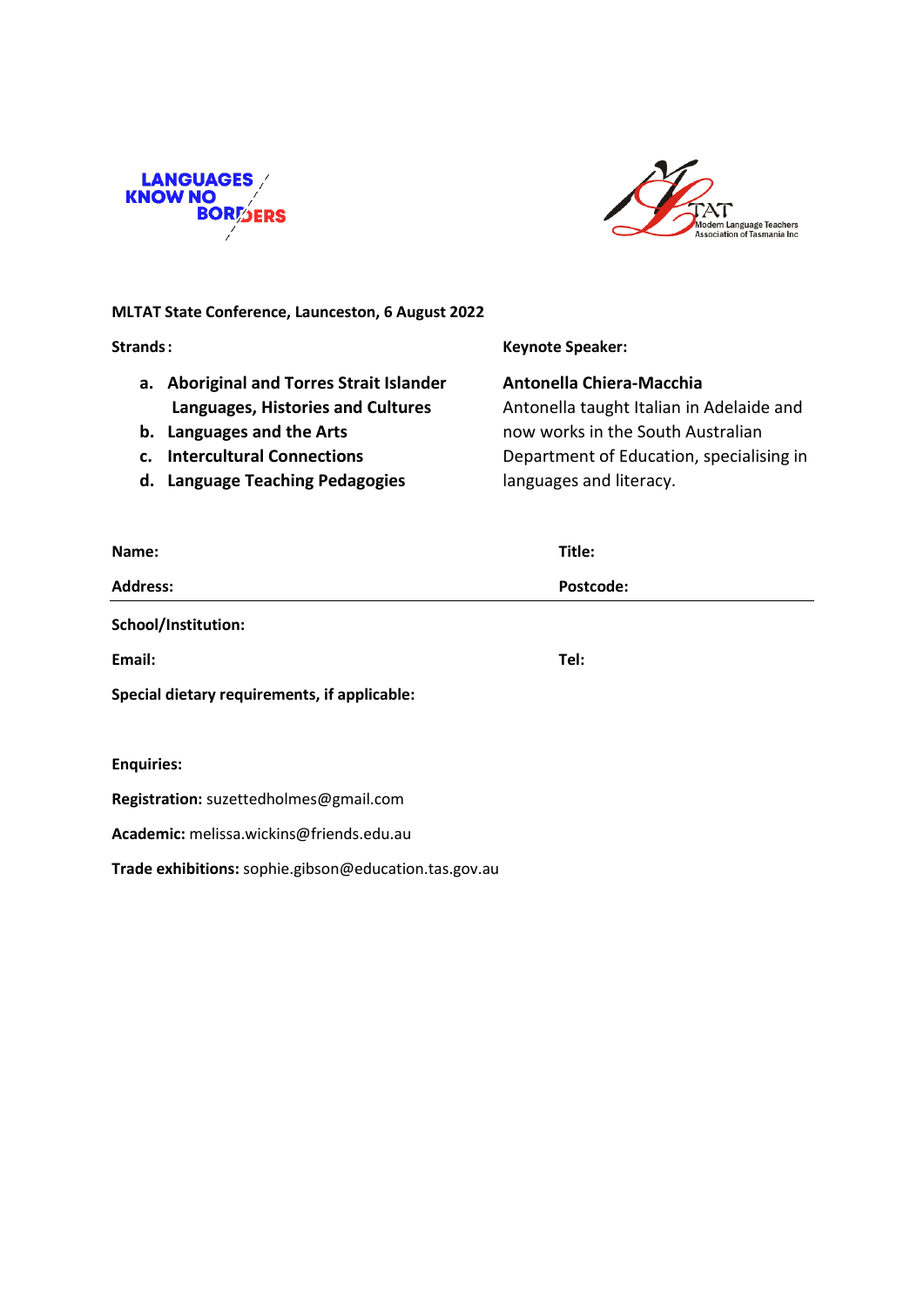LANGUAGES KNOW NO BORDERS

MLTAT Modern Language Teachers Association of Tasmania Inc

**MLTAT State Conference, Launceston, 6 August 2022**

**Strands:**

a. **Aboriginal and Torres Strait Islander Languages, Histories and Cultures**
b. **Languages and the Arts**
c. **Intercultural Connections**
d. **Language Teaching Pedagogies**

**Keynote Speaker:**

**Antonella Chiera-Macchia**
Antonella taught Italian in Adelaide and now works in the South Australian Department of Education, specialising in languages and literacy.

**Name:** **Title:**

**Address:** **Postcode:**

**School/Institution:**

**Email:** **Tel:**

**Special dietary requirements, if applicable:**

**Enquiries:**

**Registration:** suzettedholmes@gmail.com

**Academic:** melissa.wickins@friends.edu.au

**Trade exhibitions:** sophie.gibson@education.tas.gov.au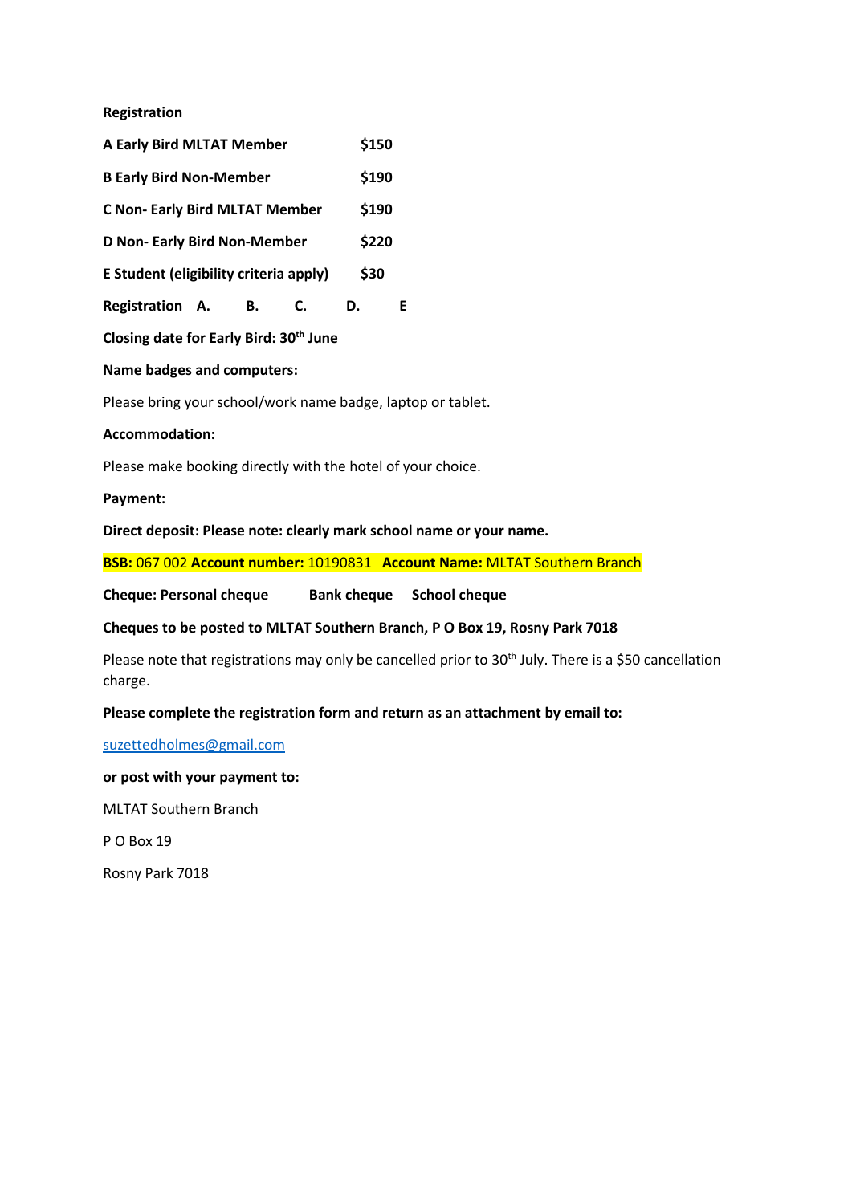**Registration**

| | |
|---|---|
| **A Early Bird MLTAT Member** | **$150** |
| **B Early Bird Non-Member** | **$190** |
| **C Non- Early Bird MLTAT Member** | **$190** |
| **D Non- Early Bird Non-Member** | **$220** |
| **E Student (eligibility criteria apply)** | **$30** |

**Registration A. B. C. D. E**

**Closing date for Early Bird: 30th June**

**Name badges and computers:**

Please bring your school/work name badge, laptop or tablet.

**Accommodation:**

Please make booking directly with the hotel of your choice.

**Payment:**

**Direct deposit: Please note: clearly mark school name or your name.**

**BSB:** 067 002 **Account number:** 10190831 **Account Name:** MLTAT Southern Branch

**Cheque: Personal cheque Bank cheque School cheque**

**Cheques to be posted to MLTAT Southern Branch, P O Box 19, Rosny Park 7018**

Please note that registrations may only be cancelled prior to 30th July. There is a $50 cancellation charge.

**Please complete the registration form and return as an attachment by email to:**

suzettedholmes@gmail.com

**or post with your payment to:**

MLTAT Southern Branch

P O Box 19

Rosny Park 7018